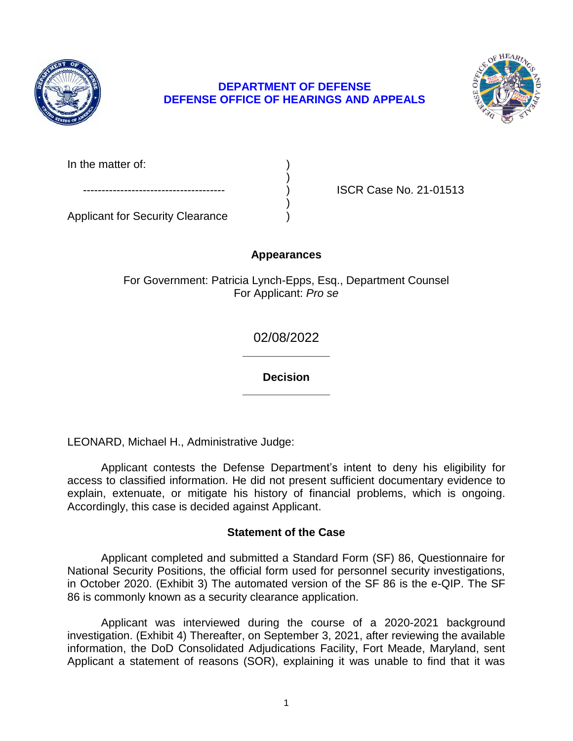**DEPARTMENT OF DEFENSE**
**DEFENSE OFFICE OF HEARINGS AND APPEALS**

In the matter of: )
)
-------------------------------------- ) ISCR Case No. 21-01513
)
Applicant for Security Clearance )

## Appearances

For Government: Patricia Lynch-Epps, Esq., Department Counsel
For Applicant: *Pro se*

02/08/2022

______________

## Decision

______________

LEONARD, Michael H., Administrative Judge:

Applicant contests the Defense Department's intent to deny his eligibility for access to classified information. He did not present sufficient documentary evidence to explain, extenuate, or mitigate his history of financial problems, which is ongoing. Accordingly, this case is decided against Applicant.

## Statement of the Case

Applicant completed and submitted a Standard Form (SF) 86, Questionnaire for National Security Positions, the official form used for personnel security investigations, in October 2020. (Exhibit 3) The automated version of the SF 86 is the e-QIP. The SF 86 is commonly known as a security clearance application.

Applicant was interviewed during the course of a 2020-2021 background investigation. (Exhibit 4) Thereafter, on September 3, 2021, after reviewing the available information, the DoD Consolidated Adjudications Facility, Fort Meade, Maryland, sent Applicant a statement of reasons (SOR), explaining it was unable to find that it was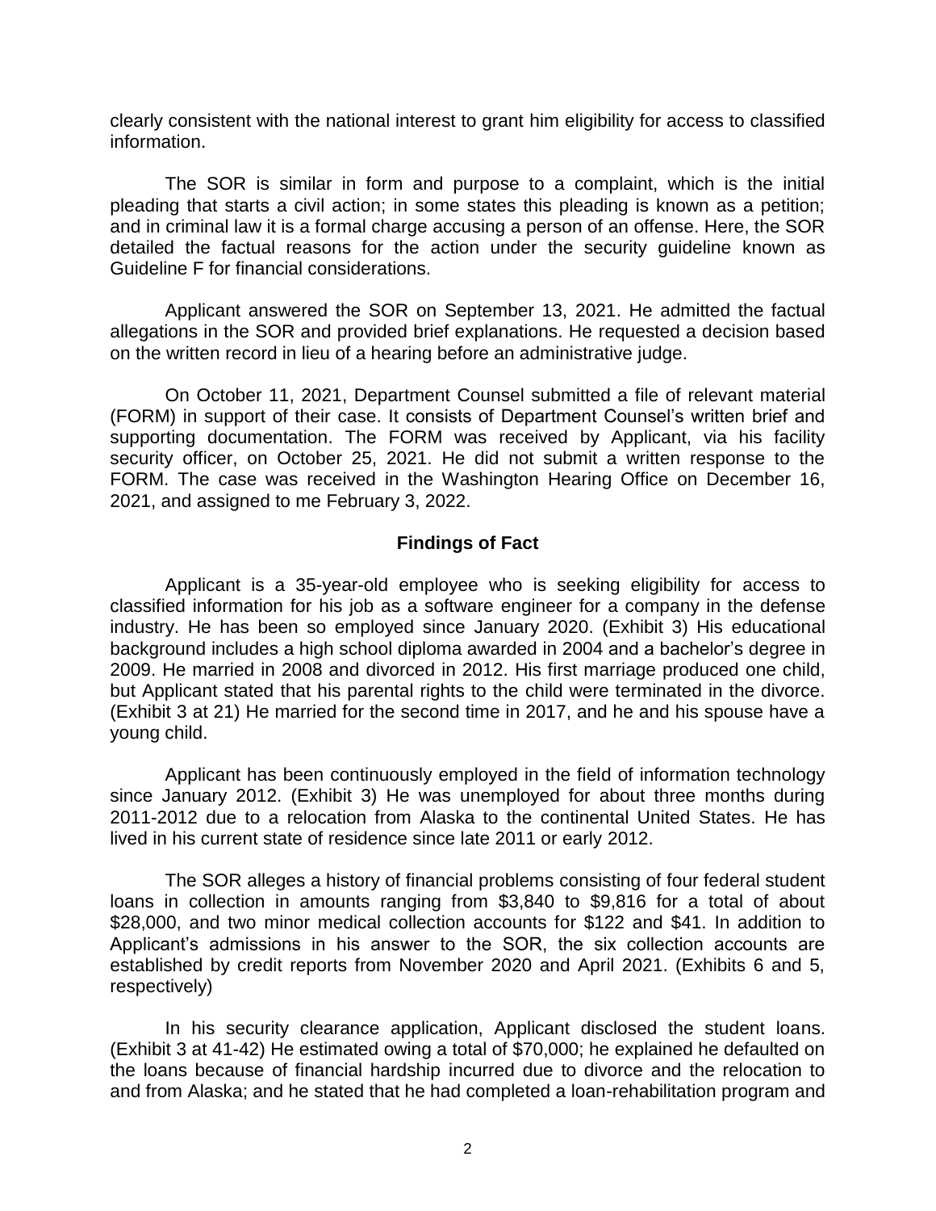clearly consistent with the national interest to grant him eligibility for access to classified information.

The SOR is similar in form and purpose to a complaint, which is the initial pleading that starts a civil action; in some states this pleading is known as a petition; and in criminal law it is a formal charge accusing a person of an offense. Here, the SOR detailed the factual reasons for the action under the security guideline known as Guideline F for financial considerations.

Applicant answered the SOR on September 13, 2021. He admitted the factual allegations in the SOR and provided brief explanations. He requested a decision based on the written record in lieu of a hearing before an administrative judge.

On October 11, 2021, Department Counsel submitted a file of relevant material (FORM) in support of their case. It consists of Department Counsel's written brief and supporting documentation. The FORM was received by Applicant, via his facility security officer, on October 25, 2021. He did not submit a written response to the FORM. The case was received in the Washington Hearing Office on December 16, 2021, and assigned to me February 3, 2022.

## Findings of Fact

Applicant is a 35-year-old employee who is seeking eligibility for access to classified information for his job as a software engineer for a company in the defense industry. He has been so employed since January 2020. (Exhibit 3) His educational background includes a high school diploma awarded in 2004 and a bachelor's degree in 2009. He married in 2008 and divorced in 2012. His first marriage produced one child, but Applicant stated that his parental rights to the child were terminated in the divorce. (Exhibit 3 at 21) He married for the second time in 2017, and he and his spouse have a young child.

Applicant has been continuously employed in the field of information technology since January 2012. (Exhibit 3) He was unemployed for about three months during 2011-2012 due to a relocation from Alaska to the continental United States. He has lived in his current state of residence since late 2011 or early 2012.

The SOR alleges a history of financial problems consisting of four federal student loans in collection in amounts ranging from $3,840 to $9,816 for a total of about $28,000, and two minor medical collection accounts for $122 and $41. In addition to Applicant's admissions in his answer to the SOR, the six collection accounts are established by credit reports from November 2020 and April 2021. (Exhibits 6 and 5, respectively)

In his security clearance application, Applicant disclosed the student loans. (Exhibit 3 at 41-42) He estimated owing a total of $70,000; he explained he defaulted on the loans because of financial hardship incurred due to divorce and the relocation to and from Alaska; and he stated that he had completed a loan-rehabilitation program and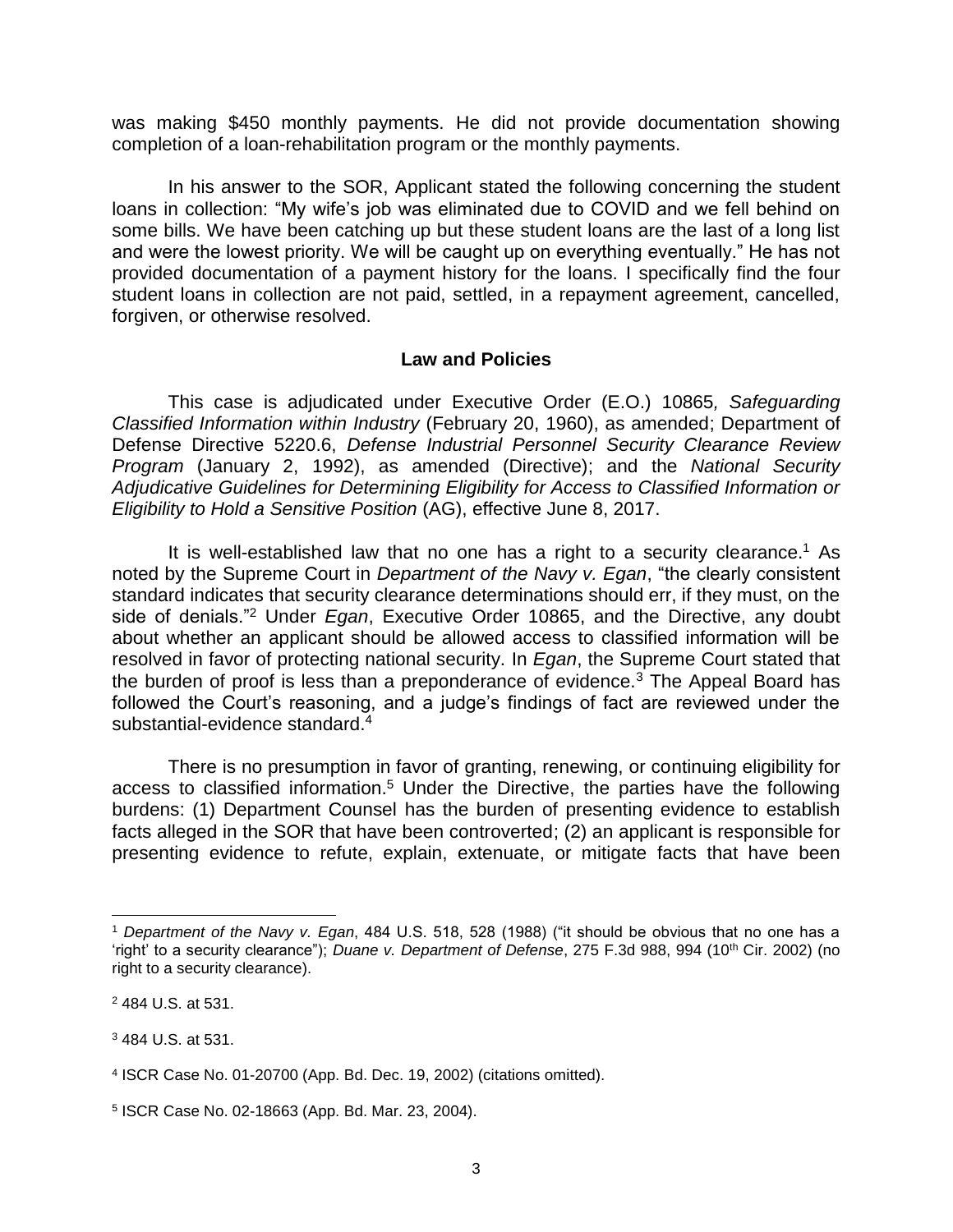was making $450 monthly payments. He did not provide documentation showing completion of a loan-rehabilitation program or the monthly payments.

In his answer to the SOR, Applicant stated the following concerning the student loans in collection: "My wife's job was eliminated due to COVID and we fell behind on some bills. We have been catching up but these student loans are the last of a long list and were the lowest priority. We will be caught up on everything eventually." He has not provided documentation of a payment history for the loans. I specifically find the four student loans in collection are not paid, settled, in a repayment agreement, cancelled, forgiven, or otherwise resolved.

## Law and Policies

This case is adjudicated under Executive Order (E.O.) 10865*, Safeguarding Classified Information within Industry* (February 20, 1960), as amended; Department of Defense Directive 5220.6, *Defense Industrial Personnel Security Clearance Review Program* (January 2, 1992), as amended (Directive); and the *National Security Adjudicative Guidelines for Determining Eligibility for Access to Classified Information or Eligibility to Hold a Sensitive Position* (AG), effective June 8, 2017.

It is well-established law that no one has a right to a security clearance.[1] As noted by the Supreme Court in *Department of the Navy v. Egan*, "the clearly consistent standard indicates that security clearance determinations should err, if they must, on the side of denials."[2] Under *Egan*, Executive Order 10865, and the Directive, any doubt about whether an applicant should be allowed access to classified information will be resolved in favor of protecting national security. In *Egan*, the Supreme Court stated that the burden of proof is less than a preponderance of evidence.[3] The Appeal Board has followed the Court's reasoning, and a judge's findings of fact are reviewed under the substantial-evidence standard.[4]

There is no presumption in favor of granting, renewing, or continuing eligibility for access to classified information.[5] Under the Directive, the parties have the following burdens: (1) Department Counsel has the burden of presenting evidence to establish facts alleged in the SOR that have been controverted; (2) an applicant is responsible for presenting evidence to refute, explain, extenuate, or mitigate facts that have been

---

[1] *Department of the Navy v. Egan*, 484 U.S. 518, 528 (1988) ("it should be obvious that no one has a 'right' to a security clearance"); *Duane v. Department of Defense*, 275 F.3d 988, 994 (10th Cir. 2002) (no right to a security clearance).

[2] 484 U.S. at 531.

[3] 484 U.S. at 531.

[4] ISCR Case No. 01-20700 (App. Bd. Dec. 19, 2002) (citations omitted).

[5] ISCR Case No. 02-18663 (App. Bd. Mar. 23, 2004).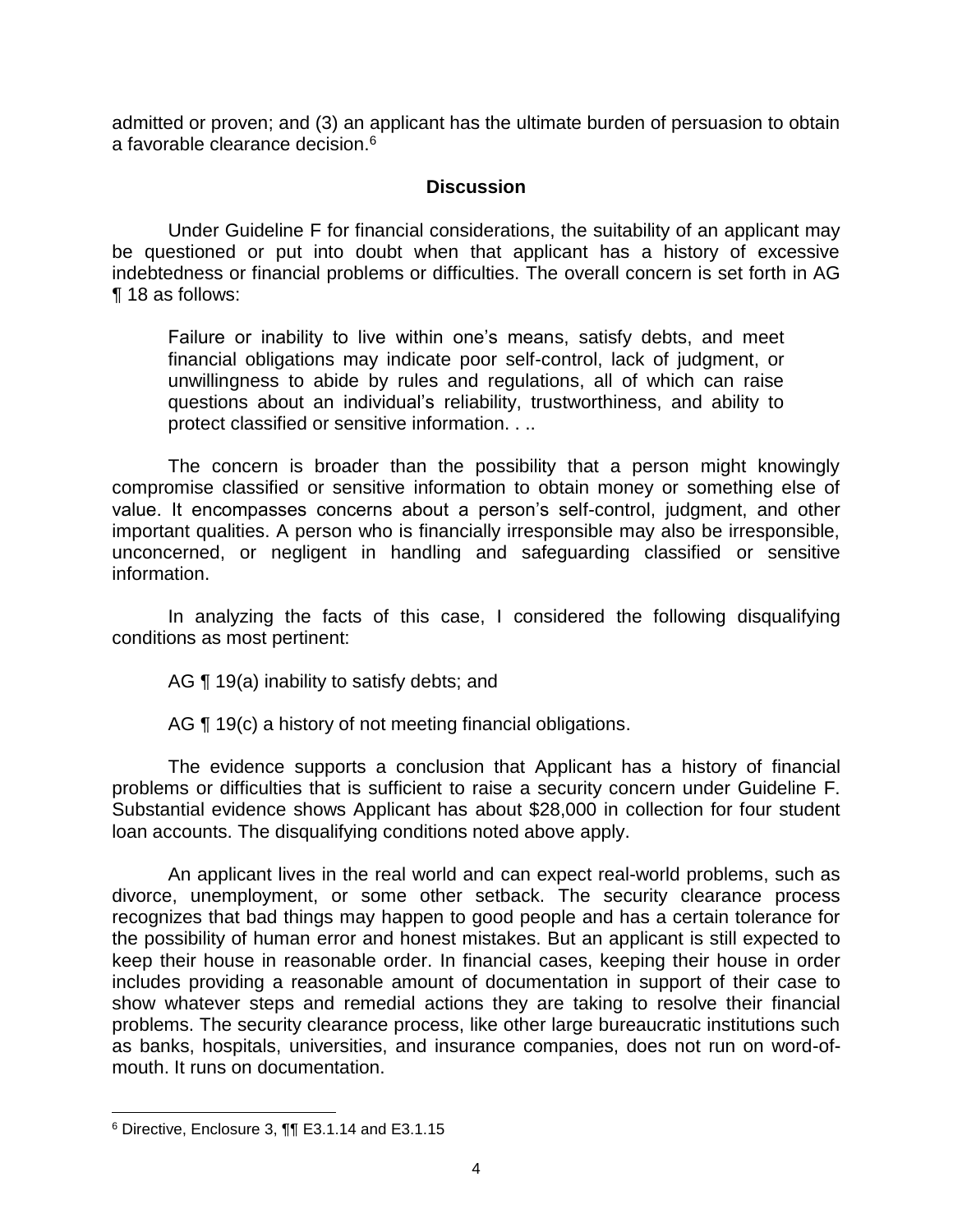admitted or proven; and (3) an applicant has the ultimate burden of persuasion to obtain a favorable clearance decision.[6]

## Discussion

Under Guideline F for financial considerations, the suitability of an applicant may be questioned or put into doubt when that applicant has a history of excessive indebtedness or financial problems or difficulties. The overall concern is set forth in AG ¶ 18 as follows:

> Failure or inability to live within one's means, satisfy debts, and meet financial obligations may indicate poor self-control, lack of judgment, or unwillingness to abide by rules and regulations, all of which can raise questions about an individual's reliability, trustworthiness, and ability to protect classified or sensitive information. . ..

The concern is broader than the possibility that a person might knowingly compromise classified or sensitive information to obtain money or something else of value. It encompasses concerns about a person's self-control, judgment, and other important qualities. A person who is financially irresponsible may also be irresponsible, unconcerned, or negligent in handling and safeguarding classified or sensitive information.

In analyzing the facts of this case, I considered the following disqualifying conditions as most pertinent:

AG ¶ 19(a) inability to satisfy debts; and

AG ¶ 19(c) a history of not meeting financial obligations.

The evidence supports a conclusion that Applicant has a history of financial problems or difficulties that is sufficient to raise a security concern under Guideline F. Substantial evidence shows Applicant has about $28,000 in collection for four student loan accounts. The disqualifying conditions noted above apply.

An applicant lives in the real world and can expect real-world problems, such as divorce, unemployment, or some other setback. The security clearance process recognizes that bad things may happen to good people and has a certain tolerance for the possibility of human error and honest mistakes. But an applicant is still expected to keep their house in reasonable order. In financial cases, keeping their house in order includes providing a reasonable amount of documentation in support of their case to show whatever steps and remedial actions they are taking to resolve their financial problems. The security clearance process, like other large bureaucratic institutions such as banks, hospitals, universities, and insurance companies, does not run on word-of-mouth. It runs on documentation.

[6] Directive, Enclosure 3, ¶¶ E3.1.14 and E3.1.15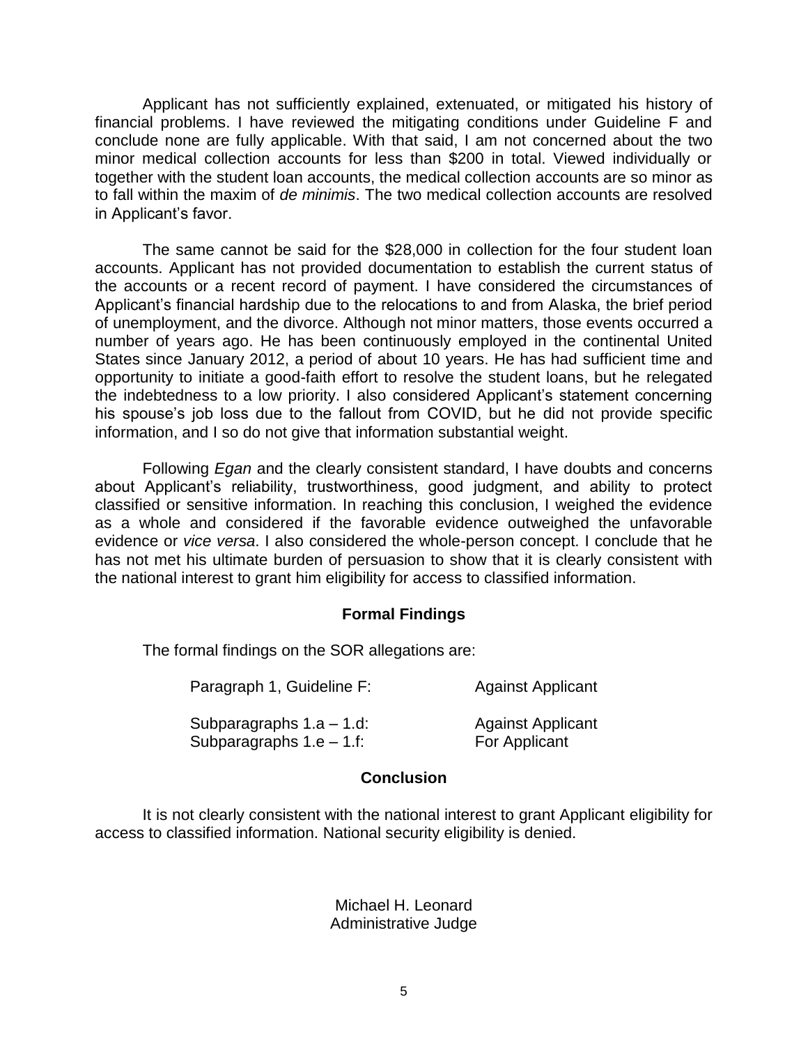Applicant has not sufficiently explained, extenuated, or mitigated his history of financial problems. I have reviewed the mitigating conditions under Guideline F and conclude none are fully applicable. With that said, I am not concerned about the two minor medical collection accounts for less than $200 in total. Viewed individually or together with the student loan accounts, the medical collection accounts are so minor as to fall within the maxim of *de minimis*. The two medical collection accounts are resolved in Applicant's favor.

The same cannot be said for the $28,000 in collection for the four student loan accounts. Applicant has not provided documentation to establish the current status of the accounts or a recent record of payment. I have considered the circumstances of Applicant's financial hardship due to the relocations to and from Alaska, the brief period of unemployment, and the divorce. Although not minor matters, those events occurred a number of years ago. He has been continuously employed in the continental United States since January 2012, a period of about 10 years. He has had sufficient time and opportunity to initiate a good-faith effort to resolve the student loans, but he relegated the indebtedness to a low priority. I also considered Applicant's statement concerning his spouse's job loss due to the fallout from COVID, but he did not provide specific information, and I so do not give that information substantial weight.

Following *Egan* and the clearly consistent standard, I have doubts and concerns about Applicant's reliability, trustworthiness, good judgment, and ability to protect classified or sensitive information. In reaching this conclusion, I weighed the evidence as a whole and considered if the favorable evidence outweighed the unfavorable evidence or *vice versa*. I also considered the whole-person concept. I conclude that he has not met his ultimate burden of persuasion to show that it is clearly consistent with the national interest to grant him eligibility for access to classified information.

## Formal Findings

The formal findings on the SOR allegations are:

| | |
|---|---|
| Paragraph 1, Guideline F: | Against Applicant |
| Subparagraphs 1.a – 1.d: | Against Applicant |
| Subparagraphs 1.e – 1.f: | For Applicant |

## Conclusion

It is not clearly consistent with the national interest to grant Applicant eligibility for access to classified information. National security eligibility is denied.

Michael H. Leonard
Administrative Judge